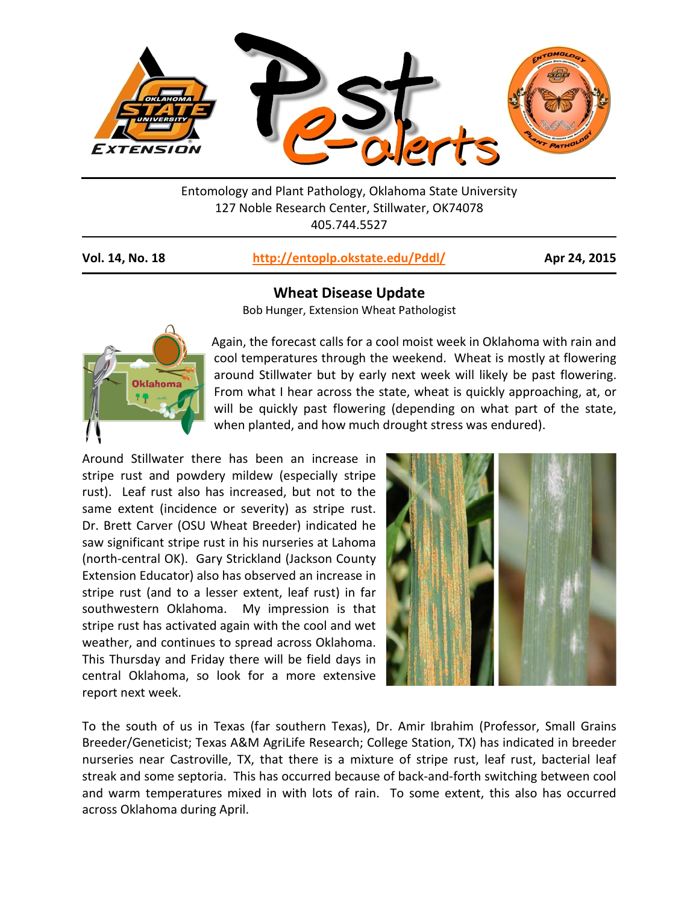Entomology and Plant Pathology, Oklahoma State University
127 Noble Research Center, Stillwater, OK74078
405.744.5527

**Vol. 14, No. 18** | **http://entoplp.okstate.edu/Pddl/** | **Apr 24, 2015**

## Wheat Disease Update

Bob Hunger, Extension Wheat Pathologist

Again, the forecast calls for a cool moist week in Oklahoma with rain and cool temperatures through the weekend. Wheat is mostly at flowering around Stillwater but by early next week will likely be past flowering. From what I hear across the state, wheat is quickly approaching, at, or will be quickly past flowering (depending on what part of the state, when planted, and how much drought stress was endured).

Around Stillwater there has been an increase in stripe rust and powdery mildew (especially stripe rust). Leaf rust also has increased, but not to the same extent (incidence or severity) as stripe rust. Dr. Brett Carver (OSU Wheat Breeder) indicated he saw significant stripe rust in his nurseries at Lahoma (north-central OK). Gary Strickland (Jackson County Extension Educator) also has observed an increase in stripe rust (and to a lesser extent, leaf rust) in far southwestern Oklahoma. My impression is that stripe rust has activated again with the cool and wet weather, and continues to spread across Oklahoma. This Thursday and Friday there will be field days in central Oklahoma, so look for a more extensive report next week.

To the south of us in Texas (far southern Texas), Dr. Amir Ibrahim (Professor, Small Grains Breeder/Geneticist; Texas A&M AgriLife Research; College Station, TX) has indicated in breeder nurseries near Castroville, TX, that there is a mixture of stripe rust, leaf rust, bacterial leaf streak and some septoria. This has occurred because of back-and-forth switching between cool and warm temperatures mixed in with lots of rain. To some extent, this also has occurred across Oklahoma during April.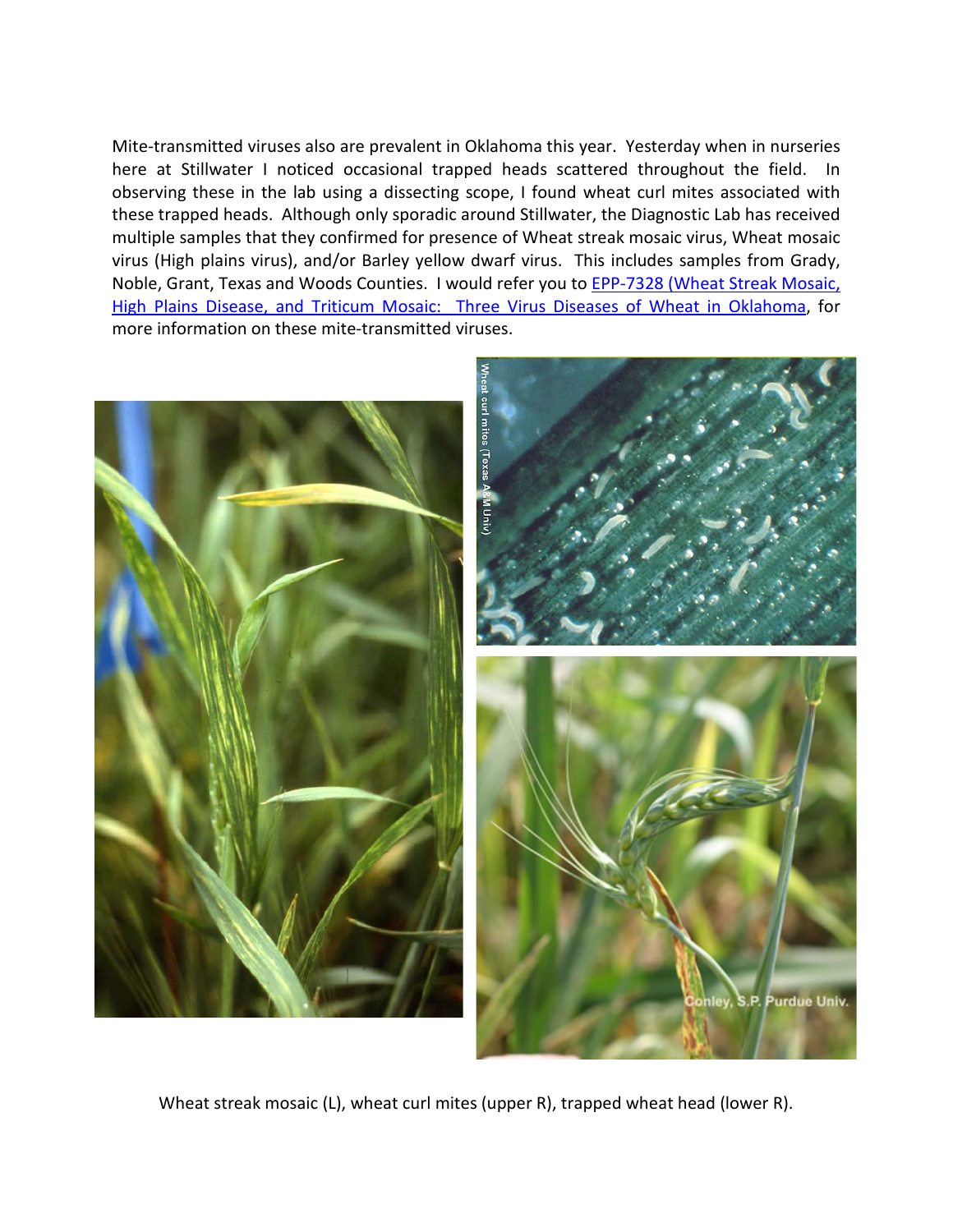Mite-transmitted viruses also are prevalent in Oklahoma this year. Yesterday when in nurseries here at Stillwater I noticed occasional trapped heads scattered throughout the field. In observing these in the lab using a dissecting scope, I found wheat curl mites associated with these trapped heads. Although only sporadic around Stillwater, the Diagnostic Lab has received multiple samples that they confirmed for presence of Wheat streak mosaic virus, Wheat mosaic virus (High plains virus), and/or Barley yellow dwarf virus. This includes samples from Grady, Noble, Grant, Texas and Woods Counties. I would refer you to [EPP-7328 (Wheat Streak Mosaic, High Plains Disease, and Triticum Mosaic: Three Virus Diseases of Wheat in Oklahoma](), for more information on these mite-transmitted viruses.

Wheat streak mosaic (L), wheat curl mites (upper R), trapped wheat head (lower R).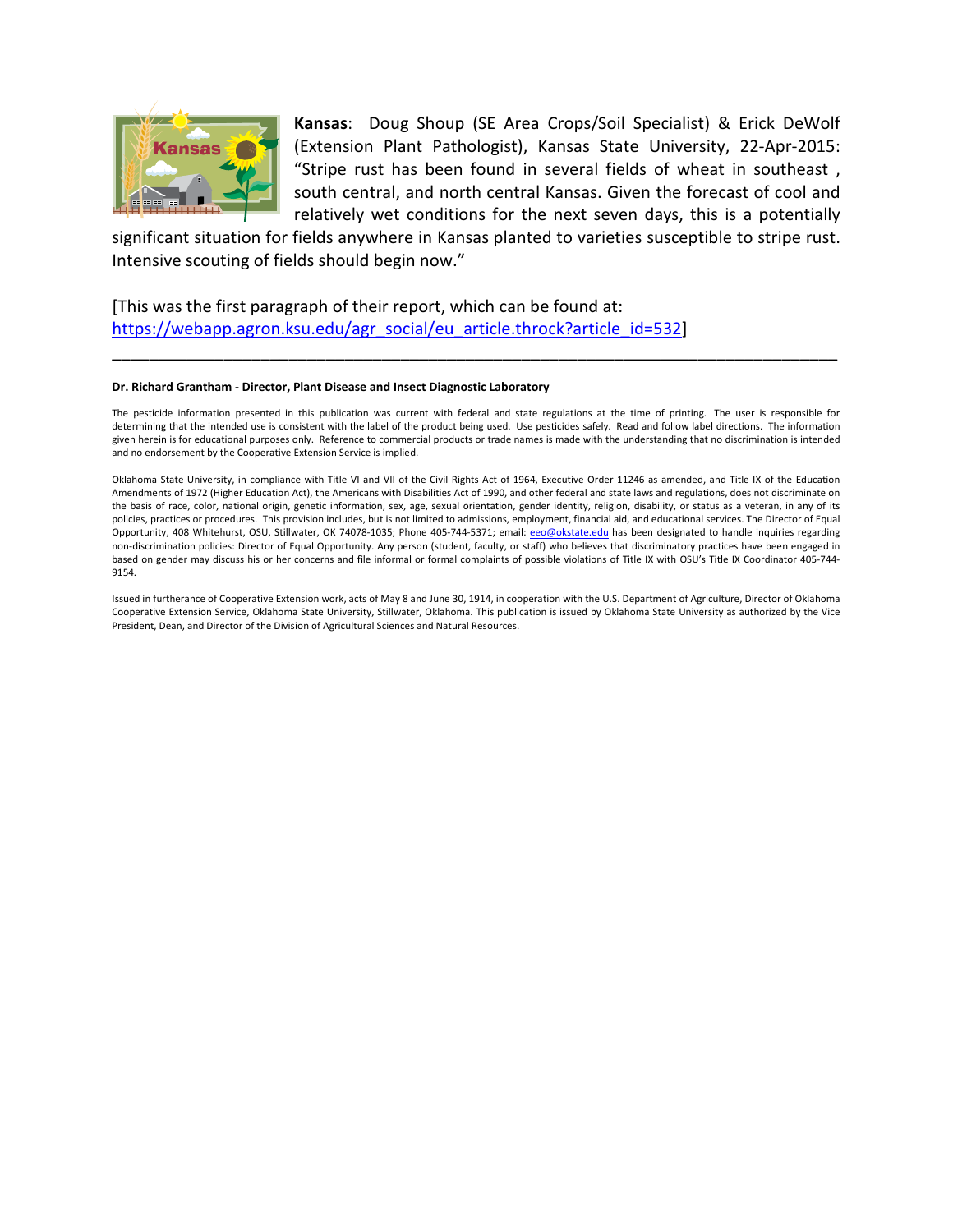**Kansas**: Doug Shoup (SE Area Crops/Soil Specialist) & Erick DeWolf (Extension Plant Pathologist), Kansas State University, 22-Apr-2015: "Stripe rust has been found in several fields of wheat in southeast , south central, and north central Kansas. Given the forecast of cool and relatively wet conditions for the next seven days, this is a potentially significant situation for fields anywhere in Kansas planted to varieties susceptible to stripe rust. Intensive scouting of fields should begin now."

[This was the first paragraph of their report, which can be found at: https://webapp.agron.ksu.edu/agr_social/eu_article.throck?article_id=532]

---

**Dr. Richard Grantham - Director, Plant Disease and Insect Diagnostic Laboratory**

The pesticide information presented in this publication was current with federal and state regulations at the time of printing. The user is responsible for determining that the intended use is consistent with the label of the product being used. Use pesticides safely. Read and follow label directions. The information given herein is for educational purposes only. Reference to commercial products or trade names is made with the understanding that no discrimination is intended and no endorsement by the Cooperative Extension Service is implied.

Oklahoma State University, in compliance with Title VI and VII of the Civil Rights Act of 1964, Executive Order 11246 as amended, and Title IX of the Education Amendments of 1972 (Higher Education Act), the Americans with Disabilities Act of 1990, and other federal and state laws and regulations, does not discriminate on the basis of race, color, national origin, genetic information, sex, age, sexual orientation, gender identity, religion, disability, or status as a veteran, in any of its policies, practices or procedures. This provision includes, but is not limited to admissions, employment, financial aid, and educational services. The Director of Equal Opportunity, 408 Whitehurst, OSU, Stillwater, OK 74078-1035; Phone 405-744-5371; email: eeo@okstate.edu has been designated to handle inquiries regarding non-discrimination policies: Director of Equal Opportunity. Any person (student, faculty, or staff) who believes that discriminatory practices have been engaged in based on gender may discuss his or her concerns and file informal or formal complaints of possible violations of Title IX with OSU's Title IX Coordinator 405-744-9154.

Issued in furtherance of Cooperative Extension work, acts of May 8 and June 30, 1914, in cooperation with the U.S. Department of Agriculture, Director of Oklahoma Cooperative Extension Service, Oklahoma State University, Stillwater, Oklahoma. This publication is issued by Oklahoma State University as authorized by the Vice President, Dean, and Director of the Division of Agricultural Sciences and Natural Resources.